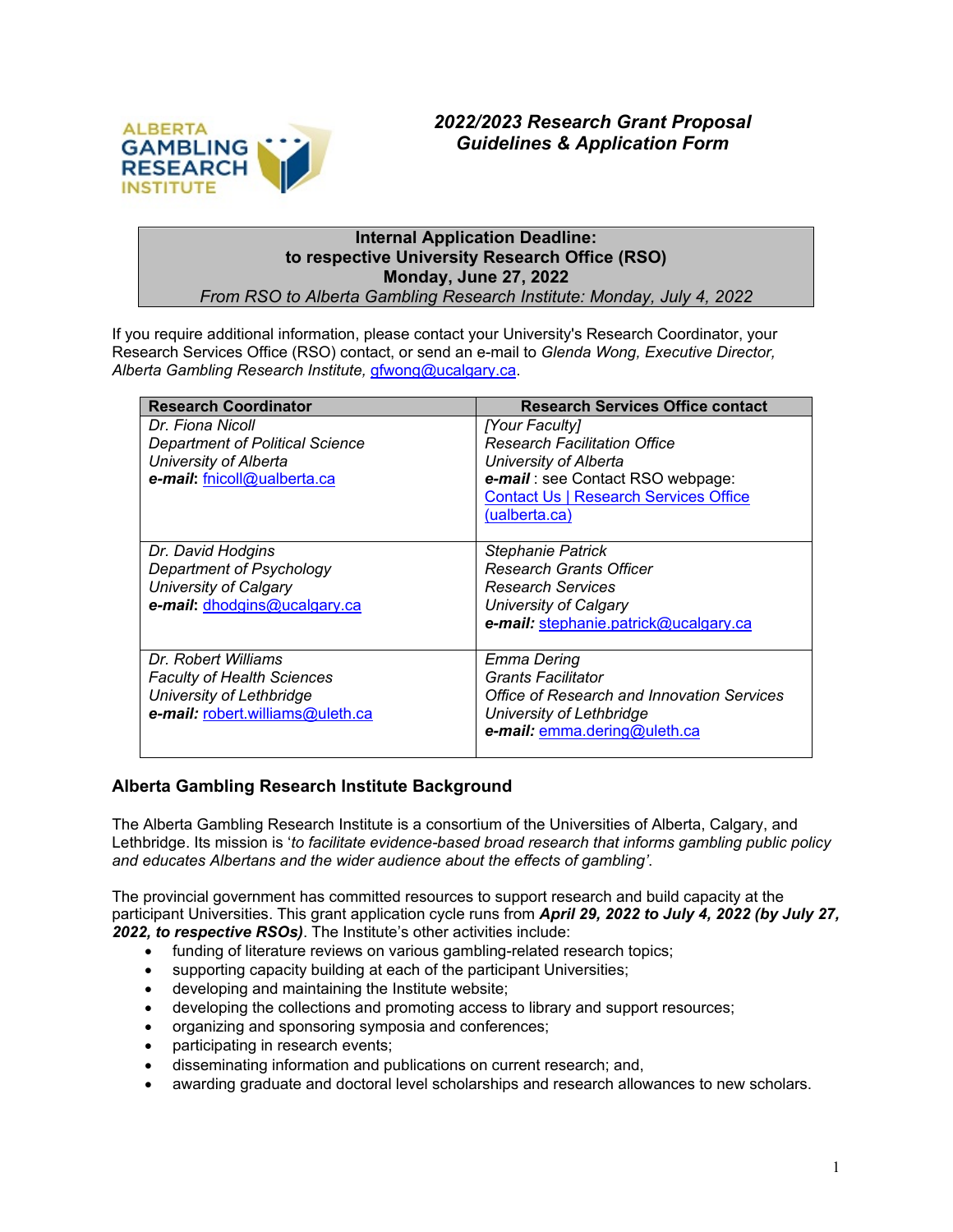ALBERTA GAMBLING RESEARCH INSTITUTE

## *2022/2023 Research Grant Proposal Guidelines & Application Form*

| **Internal Application Deadline:** |
|---|
| **to respective University Research Office (RSO)** |
| **Monday, June 27, 2022** |
| *From RSO to Alberta Gambling Research Institute: Monday, July 4, 2022* |

If you require additional information, please contact your University's Research Coordinator, your Research Services Office (RSO) contact, or send an e-mail to *Glenda Wong, Executive Director, Alberta Gambling Research Institute,* gfwong@ucalgary.ca.

| Research Coordinator | Research Services Office contact |
|---|---|
| *Dr. Fiona Nicoll*<br>*Department of Political Science*<br>*University of Alberta*<br>***e-mail***: fnicoll@ualberta.ca | *[Your Faculty]*<br>*Research Facilitation Office*<br>*University of Alberta*<br>***e-mail*** : see Contact RSO webpage: Contact Us \| Research Services Office (ualberta.ca) |
| *Dr. David Hodgins*<br>*Department of Psychology*<br>*University of Calgary*<br>***e-mail***: dhodgins@ucalgary.ca | *Stephanie Patrick*<br>*Research Grants Officer*<br>*Research Services*<br>*University of Calgary*<br>***e-mail:*** stephanie.patrick@ucalgary.ca |
| *Dr. Robert Williams*<br>*Faculty of Health Sciences*<br>*University of Lethbridge*<br>***e-mail:*** robert.williams@uleth.ca | *Emma Dering*<br>*Grants Facilitator*<br>*Office of Research and Innovation Services*<br>*University of Lethbridge*<br>***e-mail:*** emma.dering@uleth.ca |

### Alberta Gambling Research Institute Background

The Alberta Gambling Research Institute is a consortium of the Universities of Alberta, Calgary, and Lethbridge. Its mission is '*to facilitate evidence-based broad research that informs gambling public policy and educates Albertans and the wider audience about the effects of gambling*'.

The provincial government has committed resources to support research and build capacity at the participant Universities. This grant application cycle runs from ***April 29, 2022 to July 4, 2022 (by July 27, 2022, to respective RSOs)***. The Institute's other activities include:

- funding of literature reviews on various gambling-related research topics;
- supporting capacity building at each of the participant Universities;
- developing and maintaining the Institute website;
- developing the collections and promoting access to library and support resources;
- organizing and sponsoring symposia and conferences;
- participating in research events;
- disseminating information and publications on current research; and,
- awarding graduate and doctoral level scholarships and research allowances to new scholars.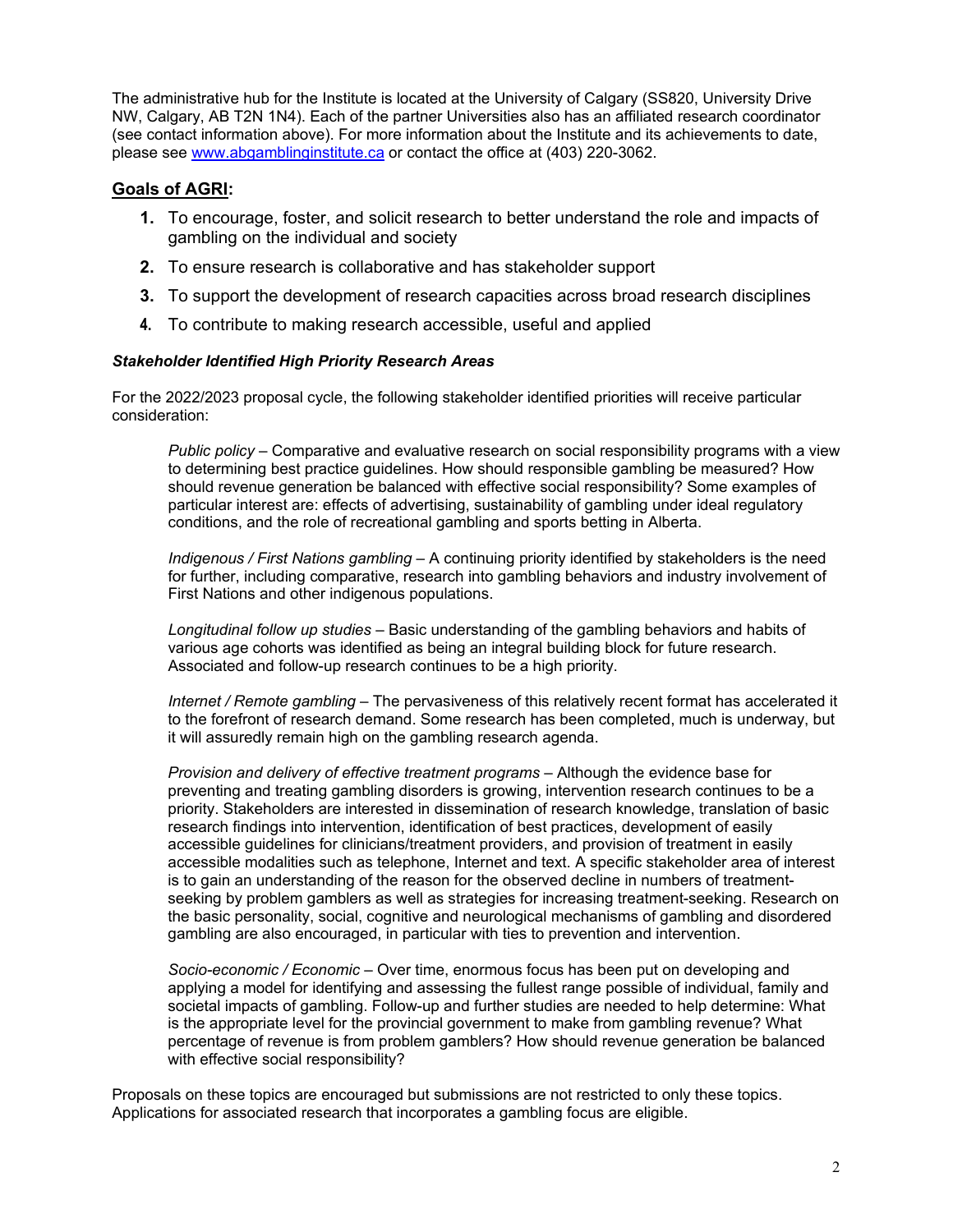The administrative hub for the Institute is located at the University of Calgary (SS820, University Drive NW, Calgary, AB T2N 1N4). Each of the partner Universities also has an affiliated research coordinator (see contact information above). For more information about the Institute and its achievements to date, please see [www.abgamblinginstitute.ca](http://www.abgamblinginstitute.ca) or contact the office at (403) 220-3062.

## Goals of AGRI:

1. To encourage, foster, and solicit research to better understand the role and impacts of gambling on the individual and society
2. To ensure research is collaborative and has stakeholder support
3. To support the development of research capacities across broad research disciplines
4. To contribute to making research accessible, useful and applied

### *Stakeholder Identified High Priority Research Areas*

For the 2022/2023 proposal cycle, the following stakeholder identified priorities will receive particular consideration:

*Public policy* – Comparative and evaluative research on social responsibility programs with a view to determining best practice guidelines. How should responsible gambling be measured? How should revenue generation be balanced with effective social responsibility? Some examples of particular interest are: effects of advertising, sustainability of gambling under ideal regulatory conditions, and the role of recreational gambling and sports betting in Alberta.

*Indigenous / First Nations gambling* – A continuing priority identified by stakeholders is the need for further, including comparative, research into gambling behaviors and industry involvement of First Nations and other indigenous populations.

*Longitudinal follow up studies* – Basic understanding of the gambling behaviors and habits of various age cohorts was identified as being an integral building block for future research. Associated and follow-up research continues to be a high priority.

*Internet / Remote gambling* – The pervasiveness of this relatively recent format has accelerated it to the forefront of research demand. Some research has been completed, much is underway, but it will assuredly remain high on the gambling research agenda.

*Provision and delivery of effective treatment programs* – Although the evidence base for preventing and treating gambling disorders is growing, intervention research continues to be a priority. Stakeholders are interested in dissemination of research knowledge, translation of basic research findings into intervention, identification of best practices, development of easily accessible guidelines for clinicians/treatment providers, and provision of treatment in easily accessible modalities such as telephone, Internet and text. A specific stakeholder area of interest is to gain an understanding of the reason for the observed decline in numbers of treatment-seeking by problem gamblers as well as strategies for increasing treatment-seeking. Research on the basic personality, social, cognitive and neurological mechanisms of gambling and disordered gambling are also encouraged, in particular with ties to prevention and intervention.

*Socio-economic / Economic* – Over time, enormous focus has been put on developing and applying a model for identifying and assessing the fullest range possible of individual, family and societal impacts of gambling. Follow-up and further studies are needed to help determine: What is the appropriate level for the provincial government to make from gambling revenue? What percentage of revenue is from problem gamblers? How should revenue generation be balanced with effective social responsibility?

Proposals on these topics are encouraged but submissions are not restricted to only these topics. Applications for associated research that incorporates a gambling focus are eligible.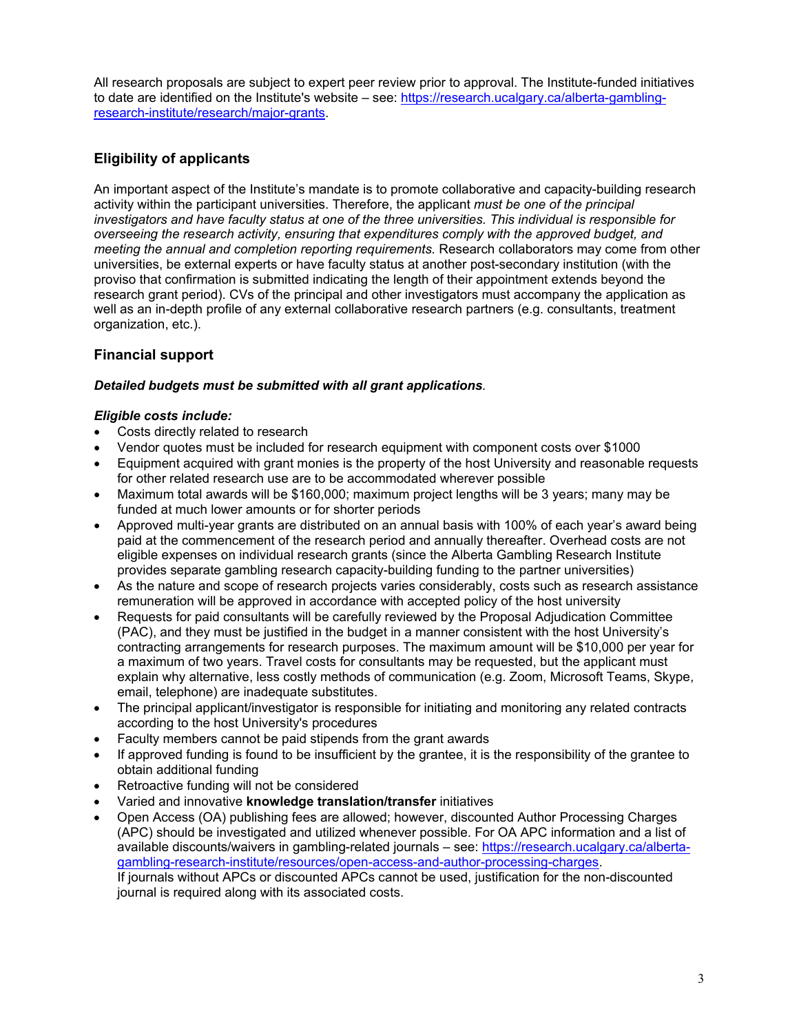All research proposals are subject to expert peer review prior to approval. The Institute-funded initiatives to date are identified on the Institute's website – see: [https://research.ucalgary.ca/alberta-gambling-research-institute/research/major-grants](https://research.ucalgary.ca/alberta-gambling-research-institute/research/major-grants).

## Eligibility of applicants

An important aspect of the Institute's mandate is to promote collaborative and capacity-building research activity within the participant universities. Therefore, the applicant *must be one of the principal investigators and have faculty status at one of the three universities. This individual is responsible for overseeing the research activity, ensuring that expenditures comply with the approved budget, and meeting the annual and completion reporting requirements.* Research collaborators may come from other universities, be external experts or have faculty status at another post-secondary institution (with the proviso that confirmation is submitted indicating the length of their appointment extends beyond the research grant period). CVs of the principal and other investigators must accompany the application as well as an in-depth profile of any external collaborative research partners (e.g. consultants, treatment organization, etc.).

## Financial support

***Detailed budgets must be submitted with all grant applications.***

***Eligible costs include:***

- Costs directly related to research
- Vendor quotes must be included for research equipment with component costs over $1000
- Equipment acquired with grant monies is the property of the host University and reasonable requests for other related research use are to be accommodated wherever possible
- Maximum total awards will be $160,000; maximum project lengths will be 3 years; many may be funded at much lower amounts or for shorter periods
- Approved multi-year grants are distributed on an annual basis with 100% of each year's award being paid at the commencement of the research period and annually thereafter. Overhead costs are not eligible expenses on individual research grants (since the Alberta Gambling Research Institute provides separate gambling research capacity-building funding to the partner universities)
- As the nature and scope of research projects varies considerably, costs such as research assistance remuneration will be approved in accordance with accepted policy of the host university
- Requests for paid consultants will be carefully reviewed by the Proposal Adjudication Committee (PAC), and they must be justified in the budget in a manner consistent with the host University's contracting arrangements for research purposes. The maximum amount will be $10,000 per year for a maximum of two years. Travel costs for consultants may be requested, but the applicant must explain why alternative, less costly methods of communication (e.g. Zoom, Microsoft Teams, Skype, email, telephone) are inadequate substitutes.
- The principal applicant/investigator is responsible for initiating and monitoring any related contracts according to the host University's procedures
- Faculty members cannot be paid stipends from the grant awards
- If approved funding is found to be insufficient by the grantee, it is the responsibility of the grantee to obtain additional funding
- Retroactive funding will not be considered
- Varied and innovative **knowledge translation/transfer** initiatives
- Open Access (OA) publishing fees are allowed; however, discounted Author Processing Charges (APC) should be investigated and utilized whenever possible. For OA APC information and a list of available discounts/waivers in gambling-related journals – see: [https://research.ucalgary.ca/alberta-gambling-research-institute/resources/open-access-and-author-processing-charges](https://research.ucalgary.ca/alberta-gambling-research-institute/resources/open-access-and-author-processing-charges).
  If journals without APCs or discounted APCs cannot be used, justification for the non-discounted journal is required along with its associated costs.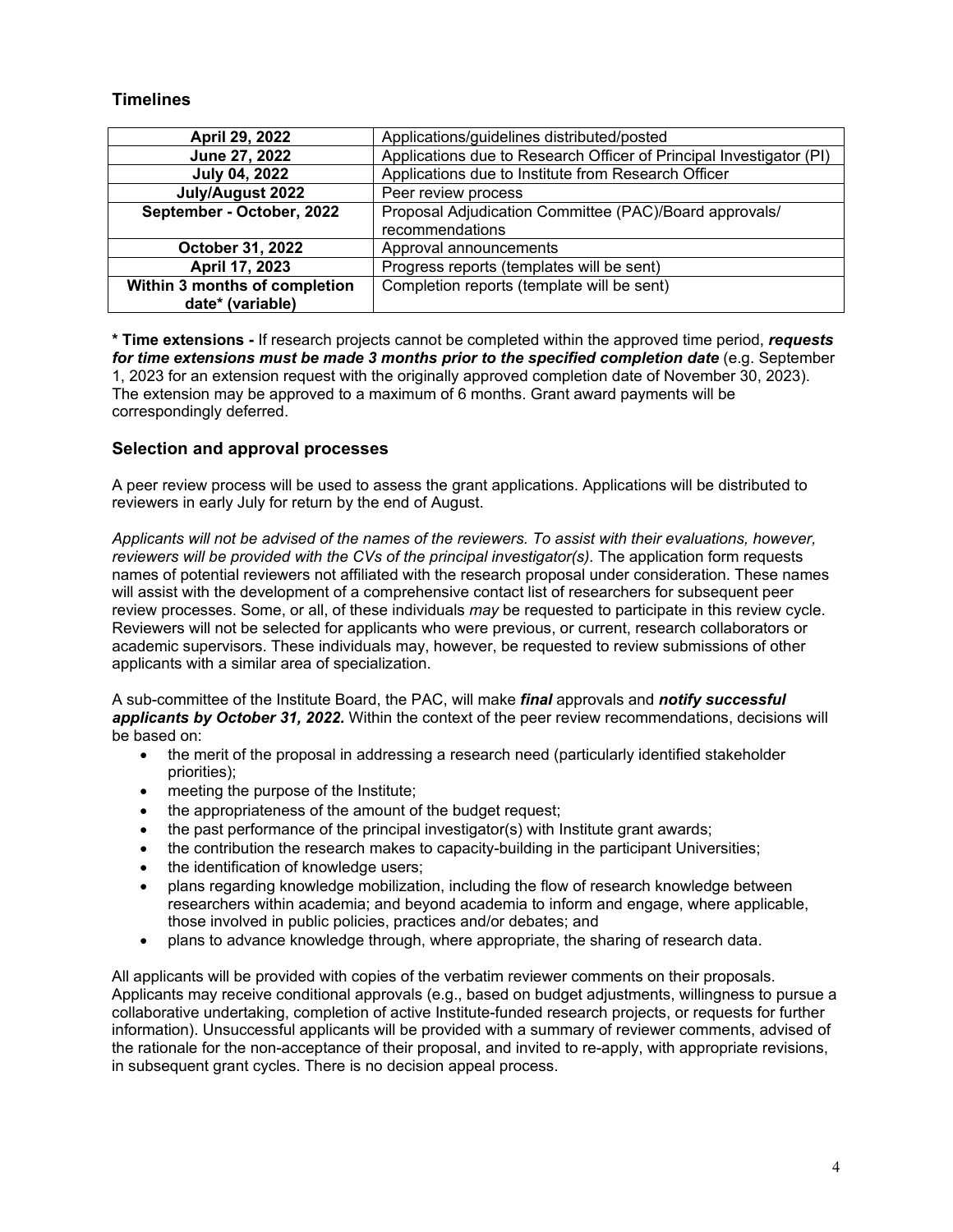## Timelines

| April 29, 2022 | Applications/guidelines distributed/posted |
|---|---|
| **June 27, 2022** | Applications due to Research Officer of Principal Investigator (PI) |
| **July 04, 2022** | Applications due to Institute from Research Officer |
| **July/August 2022** | Peer review process |
| **September - October, 2022** | Proposal Adjudication Committee (PAC)/Board approvals/ recommendations |
| **October 31, 2022** | Approval announcements |
| **April 17, 2023** | Progress reports (templates will be sent) |
| **Within 3 months of completion date\* (variable)** | Completion reports (template will be sent) |

**\* Time extensions -** If research projects cannot be completed within the approved time period, ***requests for time extensions must be made 3 months prior to the specified completion date*** (e.g. September 1, 2023 for an extension request with the originally approved completion date of November 30, 2023). The extension may be approved to a maximum of 6 months. Grant award payments will be correspondingly deferred.

## Selection and approval processes

A peer review process will be used to assess the grant applications. Applications will be distributed to reviewers in early July for return by the end of August.

*Applicants will not be advised of the names of the reviewers. To assist with their evaluations, however, reviewers will be provided with the CVs of the principal investigator(s).* The application form requests names of potential reviewers not affiliated with the research proposal under consideration. These names will assist with the development of a comprehensive contact list of researchers for subsequent peer review processes. Some, or all, of these individuals *may* be requested to participate in this review cycle. Reviewers will not be selected for applicants who were previous, or current, research collaborators or academic supervisors. These individuals may, however, be requested to review submissions of other applicants with a similar area of specialization.

A sub-committee of the Institute Board, the PAC, will make ***final*** approvals and ***notify successful applicants by October 31, 2022.*** Within the context of the peer review recommendations, decisions will be based on:

- the merit of the proposal in addressing a research need (particularly identified stakeholder priorities);
- meeting the purpose of the Institute;
- the appropriateness of the amount of the budget request;
- the past performance of the principal investigator(s) with Institute grant awards;
- the contribution the research makes to capacity-building in the participant Universities;
- the identification of knowledge users;
- plans regarding knowledge mobilization, including the flow of research knowledge between researchers within academia; and beyond academia to inform and engage, where applicable, those involved in public policies, practices and/or debates; and
- plans to advance knowledge through, where appropriate, the sharing of research data.

All applicants will be provided with copies of the verbatim reviewer comments on their proposals. Applicants may receive conditional approvals (e.g., based on budget adjustments, willingness to pursue a collaborative undertaking, completion of active Institute-funded research projects, or requests for further information). Unsuccessful applicants will be provided with a summary of reviewer comments, advised of the rationale for the non-acceptance of their proposal, and invited to re-apply, with appropriate revisions, in subsequent grant cycles. There is no decision appeal process.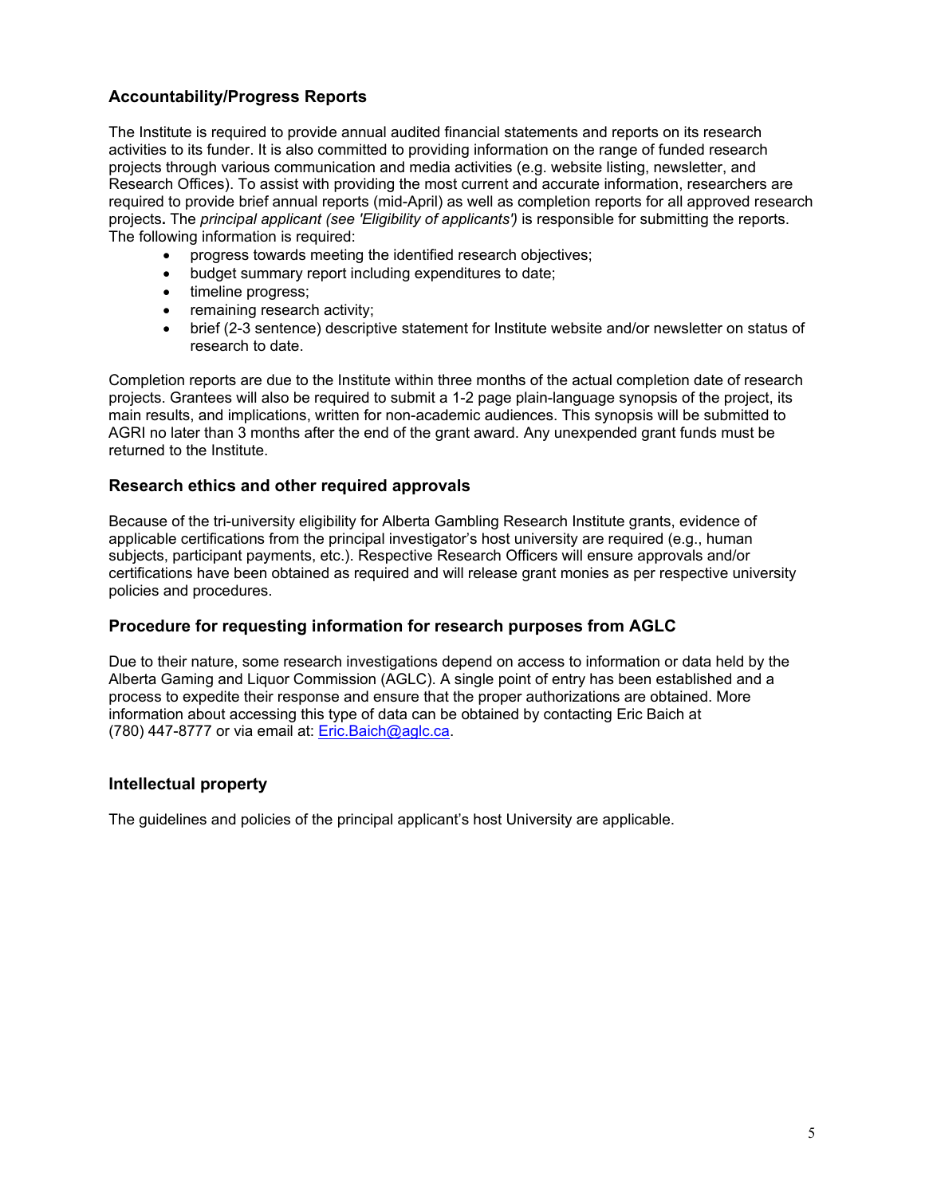## Accountability/Progress Reports

The Institute is required to provide annual audited financial statements and reports on its research activities to its funder. It is also committed to providing information on the range of funded research projects through various communication and media activities (e.g. website listing, newsletter, and Research Offices). To assist with providing the most current and accurate information, researchers are required to provide brief annual reports (mid-April) as well as completion reports for all approved research projects**.** The *principal applicant (see 'Eligibility of applicants')* is responsible for submitting the reports. The following information is required:

- progress towards meeting the identified research objectives;
- budget summary report including expenditures to date;
- timeline progress;
- remaining research activity;
- brief (2-3 sentence) descriptive statement for Institute website and/or newsletter on status of research to date.

Completion reports are due to the Institute within three months of the actual completion date of research projects. Grantees will also be required to submit a 1-2 page plain-language synopsis of the project, its main results, and implications, written for non-academic audiences. This synopsis will be submitted to AGRI no later than 3 months after the end of the grant award. Any unexpended grant funds must be returned to the Institute.

## Research ethics and other required approvals

Because of the tri-university eligibility for Alberta Gambling Research Institute grants, evidence of applicable certifications from the principal investigator's host university are required (e.g., human subjects, participant payments, etc.). Respective Research Officers will ensure approvals and/or certifications have been obtained as required and will release grant monies as per respective university policies and procedures.

## Procedure for requesting information for research purposes from AGLC

Due to their nature, some research investigations depend on access to information or data held by the Alberta Gaming and Liquor Commission (AGLC). A single point of entry has been established and a process to expedite their response and ensure that the proper authorizations are obtained. More information about accessing this type of data can be obtained by contacting Eric Baich at (780) 447-8777 or via email at: Eric.Baich@aglc.ca.

## Intellectual property

The guidelines and policies of the principal applicant's host University are applicable.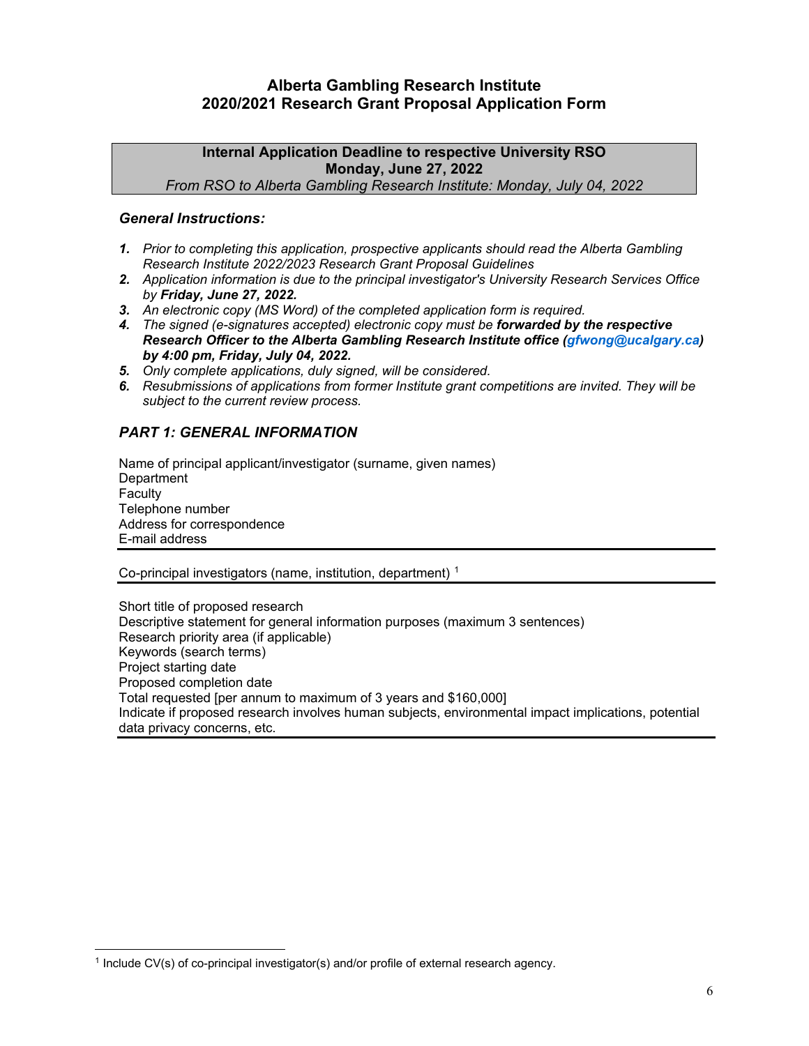# Alberta Gambling Research Institute
# 2020/2021 Research Grant Proposal Application Form

**Internal Application Deadline to respective University RSO**
**Monday, June 27, 2022**
*From RSO to Alberta Gambling Research Institute: Monday, July 04, 2022*

### *General Instructions:*

1. *Prior to completing this application, prospective applicants should read the Alberta Gambling Research Institute 2022/2023 Research Grant Proposal Guidelines*
2. *Application information is due to the principal investigator's University Research Services Office by **Friday, June 27, 2022.***
3. *An electronic copy (MS Word) of the completed application form is required.*
4. *The signed (e-signatures accepted) electronic copy must be **forwarded by the respective Research Officer to the Alberta Gambling Research Institute office (gfwong@ucalgary.ca) by 4:00 pm, Friday, July 04, 2022.***
5. *Only complete applications, duly signed, will be considered.*
6. *Resubmissions of applications from former Institute grant competitions are invited. They will be subject to the current review process.*

## *PART 1: GENERAL INFORMATION*

Name of principal applicant/investigator (surname, given names)
Department
Faculty
Telephone number
Address for correspondence
E-mail address

---

Co-principal investigators (name, institution, department) [1]

---

Short title of proposed research
Descriptive statement for general information purposes (maximum 3 sentences)
Research priority area (if applicable)
Keywords (search terms)
Project starting date
Proposed completion date
Total requested [per annum to maximum of 3 years and $160,000]
Indicate if proposed research involves human subjects, environmental impact implications, potential data privacy concerns, etc.

---

[1] Include CV(s) of co-principal investigator(s) and/or profile of external research agency.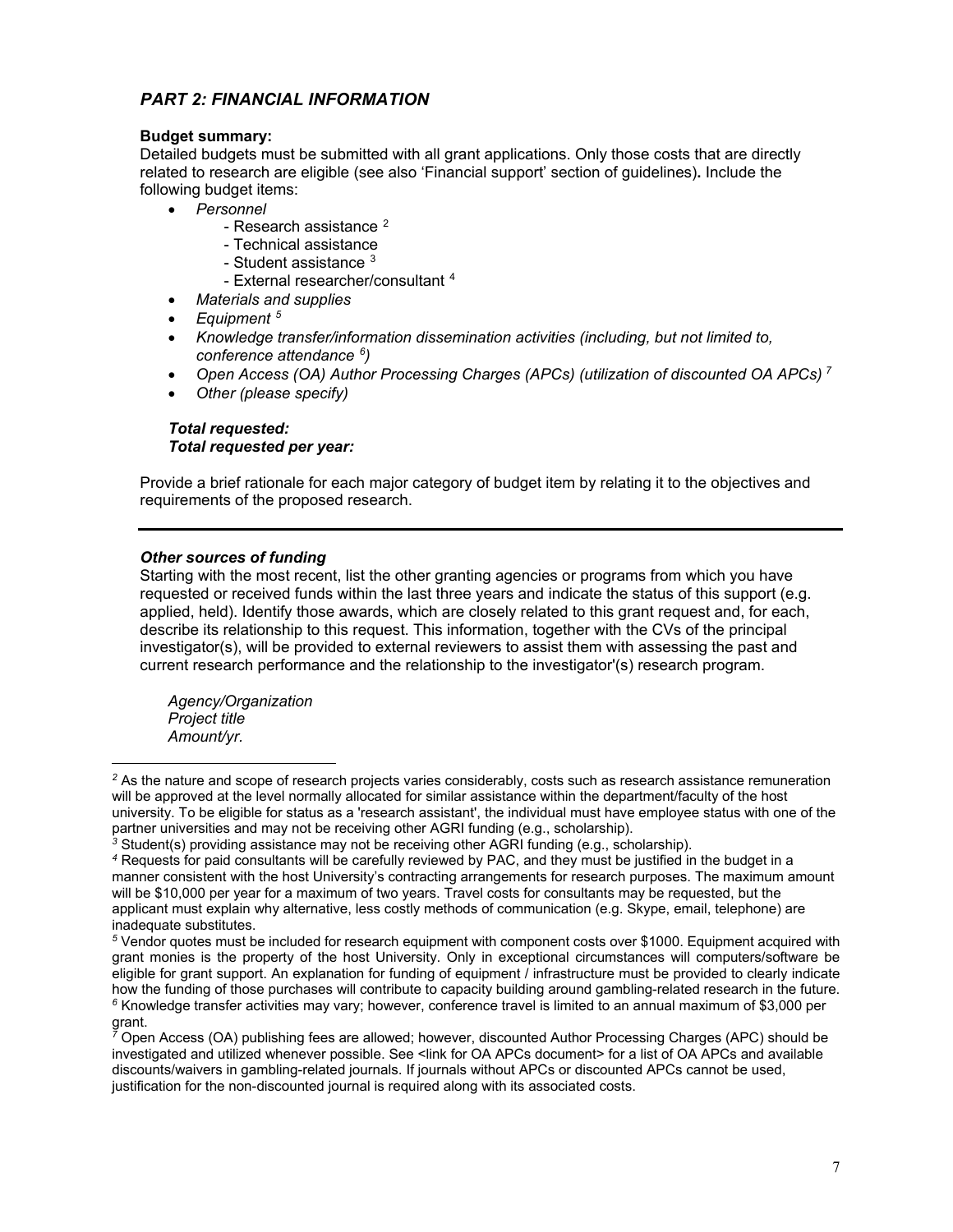## *PART 2: FINANCIAL INFORMATION*

**Budget summary:**
Detailed budgets must be submitted with all grant applications. Only those costs that are directly related to research are eligible (see also 'Financial support' section of guidelines). Include the following budget items:

- *Personnel*
  - Research assistance [2]
  - Technical assistance
  - Student assistance [3]
  - External researcher/consultant [4]
- *Materials and supplies*
- *Equipment [5]*
- *Knowledge transfer/information dissemination activities (including, but not limited to, conference attendance [6])*
- *Open Access (OA) Author Processing Charges (APCs) (utilization of discounted OA APCs) [7]*
- *Other (please specify)*

***Total requested:***
***Total requested per year:***

Provide a brief rationale for each major category of budget item by relating it to the objectives and requirements of the proposed research.

---

***Other sources of funding***
Starting with the most recent, list the other granting agencies or programs from which you have requested or received funds within the last three years and indicate the status of this support (e.g. applied, held). Identify those awards, which are closely related to this grant request and, for each, describe its relationship to this request. This information, together with the CVs of the principal investigator(s), will be provided to external reviewers to assist them with assessing the past and current research performance and the relationship to the investigator'(s) research program.

*Agency/Organization*
*Project title*
*Amount/yr.*

---

[2] As the nature and scope of research projects varies considerably, costs such as research assistance remuneration will be approved at the level normally allocated for similar assistance within the department/faculty of the host university. To be eligible for status as a 'research assistant', the individual must have employee status with one of the partner universities and may not be receiving other AGRI funding (e.g., scholarship).

[3] Student(s) providing assistance may not be receiving other AGRI funding (e.g., scholarship).

[4] Requests for paid consultants will be carefully reviewed by PAC, and they must be justified in the budget in a manner consistent with the host University's contracting arrangements for research purposes. The maximum amount will be $10,000 per year for a maximum of two years. Travel costs for consultants may be requested, but the applicant must explain why alternative, less costly methods of communication (e.g. Skype, email, telephone) are inadequate substitutes.

[5] Vendor quotes must be included for research equipment with component costs over $1000. Equipment acquired with grant monies is the property of the host University. Only in exceptional circumstances will computers/software be eligible for grant support. An explanation for funding of equipment / infrastructure must be provided to clearly indicate how the funding of those purchases will contribute to capacity building around gambling-related research in the future.

[6] Knowledge transfer activities may vary; however, conference travel is limited to an annual maximum of $3,000 per grant.

[7] Open Access (OA) publishing fees are allowed; however, discounted Author Processing Charges (APC) should be investigated and utilized whenever possible. See <link for OA APCs document> for a list of OA APCs and available discounts/waivers in gambling-related journals. If journals without APCs or discounted APCs cannot be used, justification for the non-discounted journal is required along with its associated costs.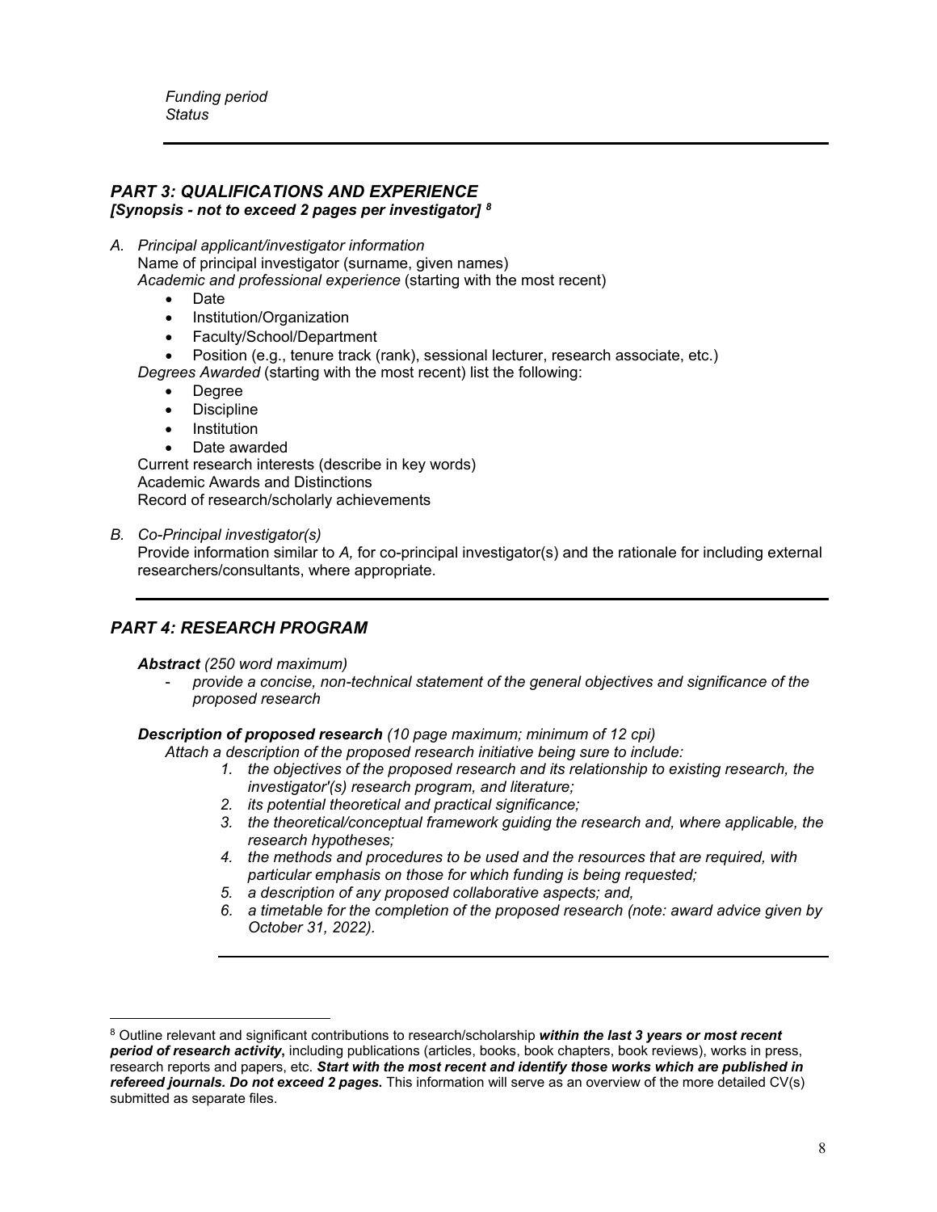*Funding period*
*Status*

---

## *PART 3: QUALIFICATIONS AND EXPERIENCE*

***[Synopsis - not to exceed 2 pages per investigator]*** [8]

*A. Principal applicant/investigator information*

Name of principal investigator (surname, given names)

*Academic and professional experience* (starting with the most recent)

- Date
- Institution/Organization
- Faculty/School/Department
- Position (e.g., tenure track (rank), sessional lecturer, research associate, etc.)

*Degrees Awarded* (starting with the most recent) list the following:

- Degree
- Discipline
- Institution
- Date awarded

Current research interests (describe in key words)
Academic Awards and Distinctions
Record of research/scholarly achievements

*B. Co-Principal investigator(s)*

Provide information similar to *A,* for co-principal investigator(s) and the rationale for including external researchers/consultants, where appropriate.

---

## *PART 4: RESEARCH PROGRAM*

***Abstract*** *(250 word maximum)*

- *provide a concise, non-technical statement of the general objectives and significance of the proposed research*

***Description of proposed research*** *(10 page maximum; minimum of 12 cpi)*

*Attach a description of the proposed research initiative being sure to include:*

1. *the objectives of the proposed research and its relationship to existing research, the investigator'(s) research program, and literature;*
2. *its potential theoretical and practical significance;*
3. *the theoretical/conceptual framework guiding the research and, where applicable, the research hypotheses;*
4. *the methods and procedures to be used and the resources that are required, with particular emphasis on those for which funding is being requested;*
5. *a description of any proposed collaborative aspects; and,*
6. *a timetable for the completion of the proposed research (note: award advice given by October 31, 2022).*

---

[8] Outline relevant and significant contributions to research/scholarship ***within the last 3 years or most recent period of research activity***, including publications (articles, books, book chapters, book reviews), works in press, research reports and papers, etc. ***Start with the most recent and identify those works which are published in refereed journals. Do not exceed 2 pages.*** This information will serve as an overview of the more detailed CV(s) submitted as separate files.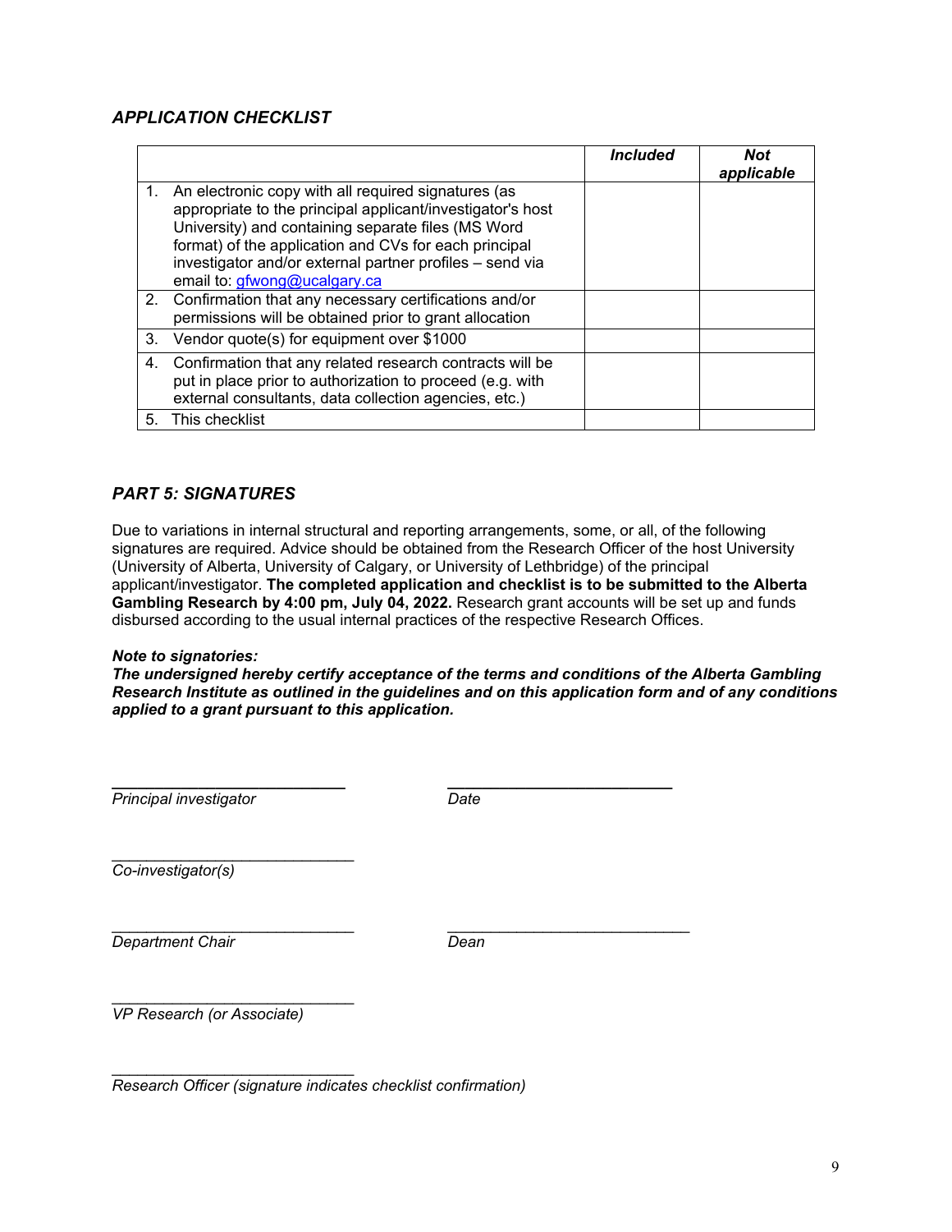### *APPLICATION CHECKLIST*

| | *Included* | *Not applicable* |
|---|---|---|
| 1. An electronic copy with all required signatures (as appropriate to the principal applicant/investigator's host University) and containing separate files (MS Word format) of the application and CVs for each principal investigator and/or external partner profiles – send via email to: gfwong@ucalgary.ca | | |
| 2. Confirmation that any necessary certifications and/or permissions will be obtained prior to grant allocation | | |
| 3. Vendor quote(s) for equipment over $1000 | | |
| 4. Confirmation that any related research contracts will be put in place prior to authorization to proceed (e.g. with external consultants, data collection agencies, etc.) | | |
| 5. This checklist | | |

### *PART 5: SIGNATURES*

Due to variations in internal structural and reporting arrangements, some, or all, of the following signatures are required. Advice should be obtained from the Research Officer of the host University (University of Alberta, University of Calgary, or University of Lethbridge) of the principal applicant/investigator. **The completed application and checklist is to be submitted to the Alberta Gambling Research by 4:00 pm, July 04, 2022.** Research grant accounts will be set up and funds disbursed according to the usual internal practices of the respective Research Offices.

***Note to signatories:***
***The undersigned hereby certify acceptance of the terms and conditions of the Alberta Gambling Research Institute as outlined in the guidelines and on this application form and of any conditions applied to a grant pursuant to this application.***

___________________________ ___________________________
*Principal investigator* *Date*

___________________________
*Co-investigator(s)*

___________________________ ___________________________
*Department Chair* *Dean*

___________________________
*VP Research (or Associate)*

___________________________
*Research Officer (signature indicates checklist confirmation)*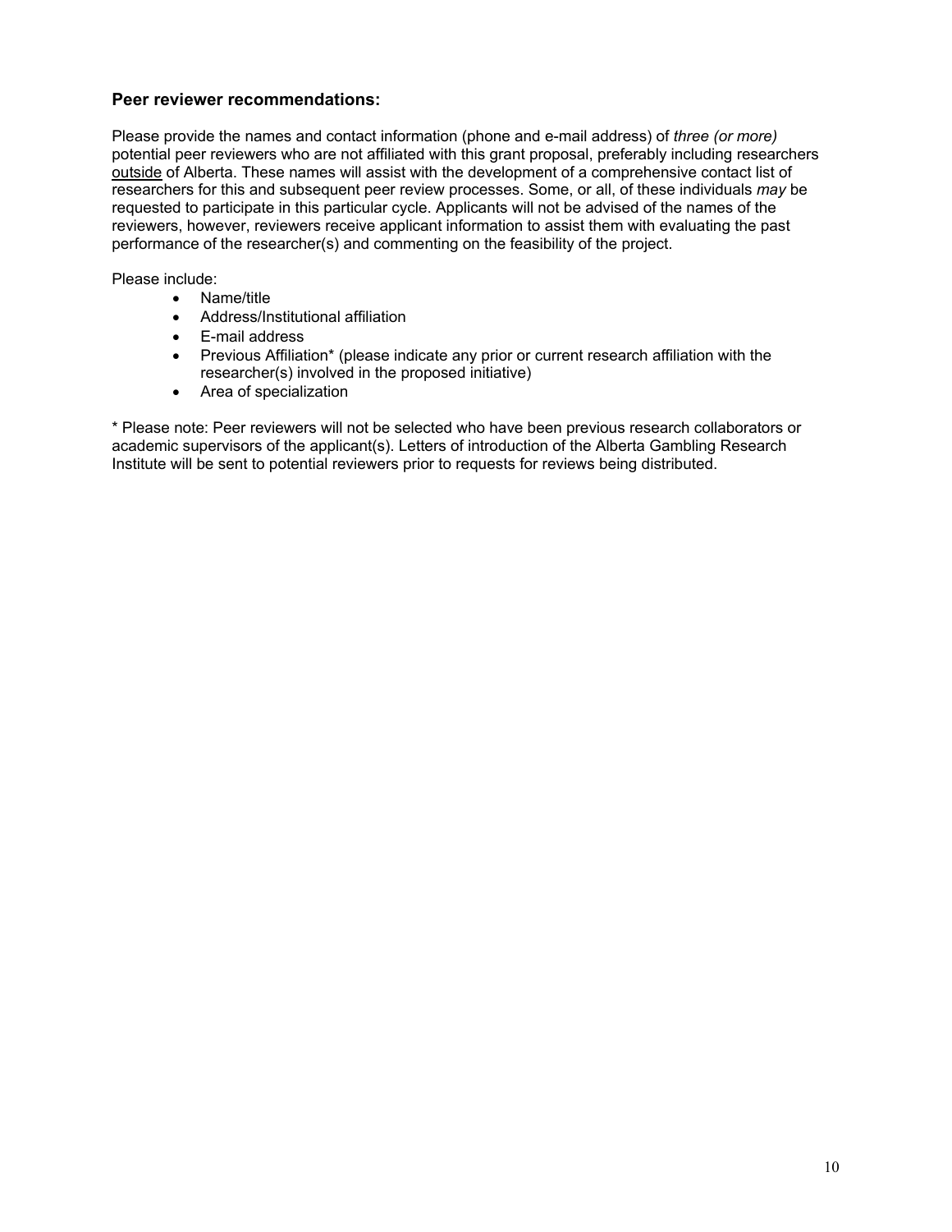### **Peer reviewer recommendations:**

Please provide the names and contact information (phone and e-mail address) of *three (or more)* potential peer reviewers who are not affiliated with this grant proposal, preferably including researchers <u>outside</u> of Alberta. These names will assist with the development of a comprehensive contact list of researchers for this and subsequent peer review processes. Some, or all, of these individuals *may* be requested to participate in this particular cycle. Applicants will not be advised of the names of the reviewers, however, reviewers receive applicant information to assist them with evaluating the past performance of the researcher(s) and commenting on the feasibility of the project.

Please include:

- Name/title
- Address/Institutional affiliation
- E-mail address
- Previous Affiliation* (please indicate any prior or current research affiliation with the researcher(s) involved in the proposed initiative)
- Area of specialization

* Please note: Peer reviewers will not be selected who have been previous research collaborators or academic supervisors of the applicant(s). Letters of introduction of the Alberta Gambling Research Institute will be sent to potential reviewers prior to requests for reviews being distributed.